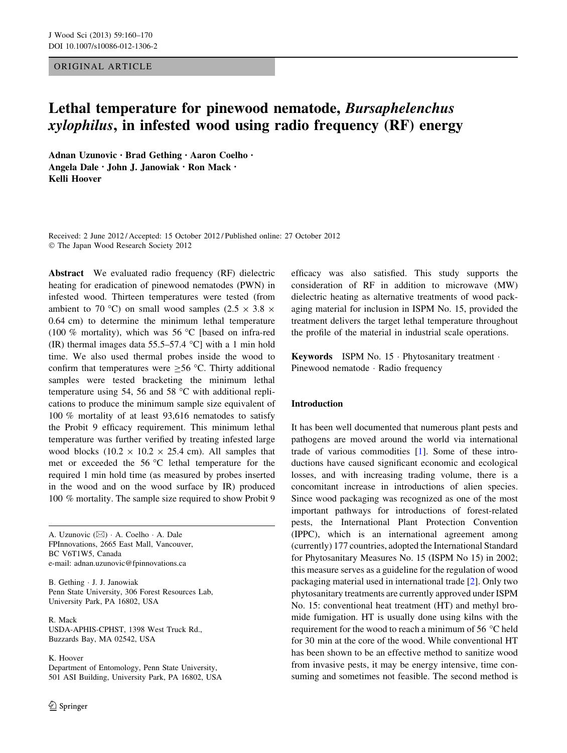ORIGINAL ARTICLE

# Lethal temperature for pinewood nematode, *Bursaphelenchus xylophilus*, in infested wood using radio frequency (RF) energy

**Adnan Uzunovic · Brad Gething · Aaron Coelho · Angela Dale · John J. Janowiak · Ron Mack · Kelli Hoover**

Received: 2 June 2012 / Accepted: 15 October 2012 / Published online: 27 October 2012
© The Japan Wood Research Society 2012

**Abstract** We evaluated radio frequency (RF) dielectric heating for eradication of pinewood nematodes (PWN) in infested wood. Thirteen temperatures were tested (from ambient to 70 °C) on small wood samples ($2.5 \times 3.8 \times 0.64$ cm) to determine the minimum lethal temperature (100 % mortality), which was 56 °C [based on infra-red (IR) thermal images data 55.5–57.4 °C] with a 1 min hold time. We also used thermal probes inside the wood to confirm that temperatures were ≥56 °C. Thirty additional samples were tested bracketing the minimum lethal temperature using 54, 56 and 58 °C with additional replications to produce the minimum sample size equivalent of 100 % mortality of at least 93,616 nematodes to satisfy the Probit 9 efficacy requirement. This minimum lethal temperature was further verified by treating infested large wood blocks ($10.2 \times 10.2 \times 25.4$ cm). All samples that met or exceeded the 56 °C lethal temperature for the required 1 min hold time (as measured by probes inserted in the wood and on the wood surface by IR) produced 100 % mortality. The sample size required to show Probit 9 efficacy was also satisfied. This study supports the consideration of RF in addition to microwave (MW) dielectric heating as alternative treatments of wood packaging material for inclusion in ISPM No. 15, provided the treatment delivers the target lethal temperature throughout the profile of the material in industrial scale operations.

**Keywords** ISPM No. 15 · Phytosanitary treatment · Pinewood nematode · Radio frequency

A. Uzunovic (✉) · A. Coelho · A. Dale
FPInnovations, 2665 East Mall, Vancouver, BC V6T1W5, Canada
e-mail: adnan.uzunovic@fpinnovations.ca

B. Gething · J. J. Janowiak
Penn State University, 306 Forest Resources Lab, University Park, PA 16802, USA

R. Mack
USDA-APHIS-CPHST, 1398 West Truck Rd., Buzzards Bay, MA 02542, USA

K. Hoover
Department of Entomology, Penn State University, 501 ASI Building, University Park, PA 16802, USA

## Introduction

It has been well documented that numerous plant pests and pathogens are moved around the world via international trade of various commodities [1]. Some of these introductions have caused significant economic and ecological losses, and with increasing trading volume, there is a concomitant increase in introductions of alien species. Since wood packaging was recognized as one of the most important pathways for introductions of forest-related pests, the International Plant Protection Convention (IPPC), which is an international agreement among (currently) 177 countries, adopted the International Standard for Phytosanitary Measures No. 15 (ISPM No 15) in 2002; this measure serves as a guideline for the regulation of wood packaging material used in international trade [2]. Only two phytosanitary treatments are currently approved under ISPM No. 15: conventional heat treatment (HT) and methyl bromide fumigation. HT is usually done using kilns with the requirement for the wood to reach a minimum of 56 °C held for 30 min at the core of the wood. While conventional HT has been shown to be an effective method to sanitize wood from invasive pests, it may be energy intensive, time consuming and sometimes not feasible. The second method is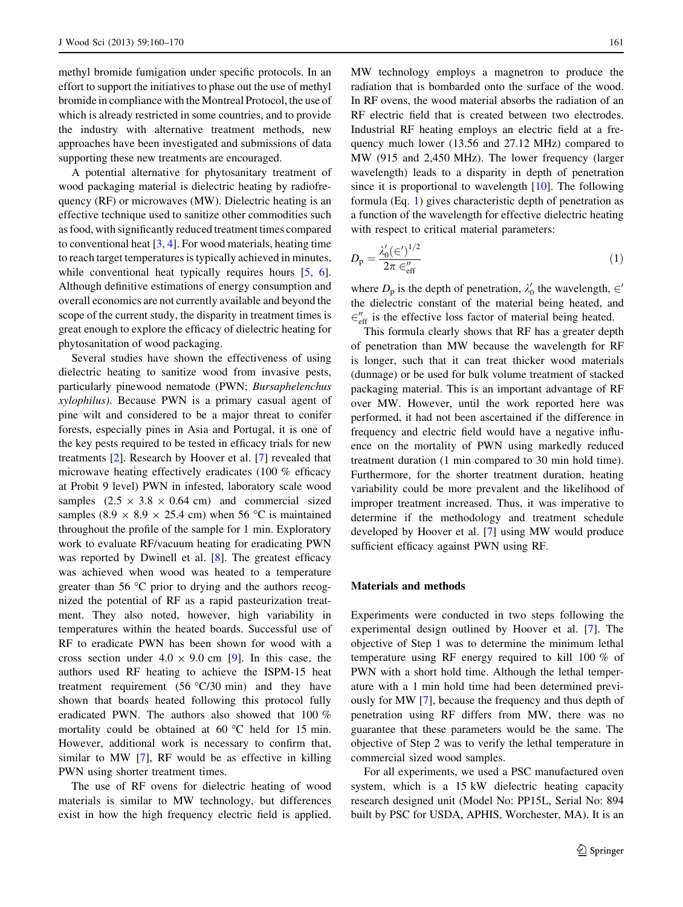methyl bromide fumigation under specific protocols. In an effort to support the initiatives to phase out the use of methyl bromide in compliance with the Montreal Protocol, the use of which is already restricted in some countries, and to provide the industry with alternative treatment methods, new approaches have been investigated and submissions of data supporting these new treatments are encouraged.

A potential alternative for phytosanitary treatment of wood packaging material is dielectric heating by radiofrequency (RF) or microwaves (MW). Dielectric heating is an effective technique used to sanitize other commodities such as food, with significantly reduced treatment times compared to conventional heat [3, 4]. For wood materials, heating time to reach target temperatures is typically achieved in minutes, while conventional heat typically requires hours [5, 6]. Although definitive estimations of energy consumption and overall economics are not currently available and beyond the scope of the current study, the disparity in treatment times is great enough to explore the efficacy of dielectric heating for phytosanitation of wood packaging.

Several studies have shown the effectiveness of using dielectric heating to sanitize wood from invasive pests, particularly pinewood nematode (PWN; *Bursaphelenchus xylophilus)*. Because PWN is a primary casual agent of pine wilt and considered to be a major threat to conifer forests, especially pines in Asia and Portugal, it is one of the key pests required to be tested in efficacy trials for new treatments [2]. Research by Hoover et al. [7] revealed that microwave heating effectively eradicates (100 % efficacy at Probit 9 level) PWN in infested, laboratory scale wood samples ($2.5 \times 3.8 \times 0.64$ cm) and commercial sized samples ($8.9 \times 8.9 \times 25.4$ cm) when 56 °C is maintained throughout the profile of the sample for 1 min. Exploratory work to evaluate RF/vacuum heating for eradicating PWN was reported by Dwinell et al. [8]. The greatest efficacy was achieved when wood was heated to a temperature greater than 56 °C prior to drying and the authors recognized the potential of RF as a rapid pasteurization treatment. They also noted, however, high variability in temperatures within the heated boards. Successful use of RF to eradicate PWN has been shown for wood with a cross section under $4.0 \times 9.0$ cm [9]. In this case, the authors used RF heating to achieve the ISPM-15 heat treatment requirement (56 °C/30 min) and they have shown that boards heated following this protocol fully eradicated PWN. The authors also showed that 100 % mortality could be obtained at 60 °C held for 15 min. However, additional work is necessary to confirm that, similar to MW [7], RF would be as effective in killing PWN using shorter treatment times.

The use of RF ovens for dielectric heating of wood materials is similar to MW technology, but differences exist in how the high frequency electric field is applied. MW technology employs a magnetron to produce the radiation that is bombarded onto the surface of the wood. In RF ovens, the wood material absorbs the radiation of an RF electric field that is created between two electrodes. Industrial RF heating employs an electric field at a frequency much lower (13.56 and 27.12 MHz) compared to MW (915 and 2,450 MHz). The lower frequency (larger wavelength) leads to a disparity in depth of penetration since it is proportional to wavelength [10]. The following formula (Eq. 1) gives characteristic depth of penetration as a function of the wavelength for effective dielectric heating with respect to critical material parameters:

$$D_p = \frac{\lambda_0'(\epsilon')^{1/2}}{2\pi\,\epsilon''_{\text{eff}}} \tag{1}$$

where $D_p$ is the depth of penetration, $\lambda_0'$ the wavelength, $\epsilon'$ the dielectric constant of the material being heated, and $\epsilon''_{\text{eff}}$ is the effective loss factor of material being heated.

This formula clearly shows that RF has a greater depth of penetration than MW because the wavelength for RF is longer, such that it can treat thicker wood materials (dunnage) or be used for bulk volume treatment of stacked packaging material. This is an important advantage of RF over MW. However, until the work reported here was performed, it had not been ascertained if the difference in frequency and electric field would have a negative influence on the mortality of PWN using markedly reduced treatment duration (1 min compared to 30 min hold time). Furthermore, for the shorter treatment duration, heating variability could be more prevalent and the likelihood of improper treatment increased. Thus, it was imperative to determine if the methodology and treatment schedule developed by Hoover et al. [7] using MW would produce sufficient efficacy against PWN using RF.

## Materials and methods

Experiments were conducted in two steps following the experimental design outlined by Hoover et al. [7]. The objective of Step 1 was to determine the minimum lethal temperature using RF energy required to kill 100 % of PWN with a short hold time. Although the lethal temperature with a 1 min hold time had been determined previously for MW [7], because the frequency and thus depth of penetration using RF differs from MW, there was no guarantee that these parameters would be the same. The objective of Step 2 was to verify the lethal temperature in commercial sized wood samples.

For all experiments, we used a PSC manufactured oven system, which is a 15 kW dielectric heating capacity research designed unit (Model No: PP15L, Serial No: 894 built by PSC for USDA, APHIS, Worchester, MA). It is an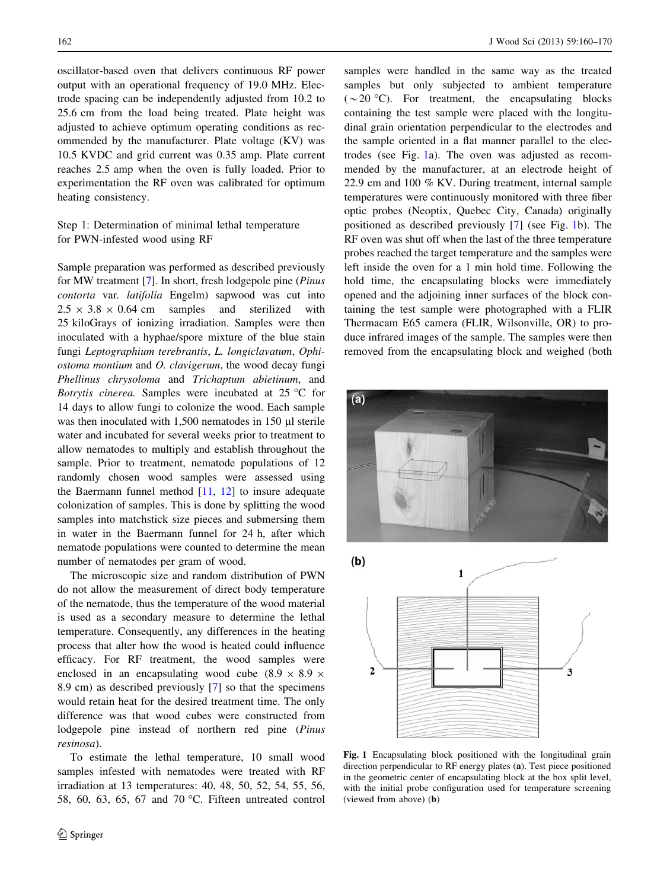oscillator-based oven that delivers continuous RF power output with an operational frequency of 19.0 MHz. Electrode spacing can be independently adjusted from 10.2 to 25.6 cm from the load being treated. Plate height was adjusted to achieve optimum operating conditions as recommended by the manufacturer. Plate voltage (KV) was 10.5 KVDC and grid current was 0.35 amp. Plate current reaches 2.5 amp when the oven is fully loaded. Prior to experimentation the RF oven was calibrated for optimum heating consistency.

Step 1: Determination of minimal lethal temperature for PWN-infested wood using RF

Sample preparation was performed as described previously for MW treatment [7]. In short, fresh lodgepole pine (*Pinus contorta* var. *latifolia* Engelm) sapwood was cut into $2.5 \times 3.8 \times 0.64$ cm samples and sterilized with 25 kiloGrays of ionizing irradiation. Samples were then inoculated with a hyphae/spore mixture of the blue stain fungi *Leptographium terebrantis*, *L. longiclavatum*, *Ophiostoma montium* and *O. clavigerum*, the wood decay fungi *Phellinus chrysoloma* and *Trichaptum abietinum*, and *Botrytis cinerea*. Samples were incubated at 25 °C for 14 days to allow fungi to colonize the wood. Each sample was then inoculated with 1,500 nematodes in 150 μl sterile water and incubated for several weeks prior to treatment to allow nematodes to multiply and establish throughout the sample. Prior to treatment, nematode populations of 12 randomly chosen wood samples were assessed using the Baermann funnel method [11, 12] to insure adequate colonization of samples. This is done by splitting the wood samples into matchstick size pieces and submersing them in water in the Baermann funnel for 24 h, after which nematode populations were counted to determine the mean number of nematodes per gram of wood.

The microscopic size and random distribution of PWN do not allow the measurement of direct body temperature of the nematode, thus the temperature of the wood material is used as a secondary measure to determine the lethal temperature. Consequently, any differences in the heating process that alter how the wood is heated could influence efficacy. For RF treatment, the wood samples were enclosed in an encapsulating wood cube ($8.9 \times 8.9 \times 8.9$ cm) as described previously [7] so that the specimens would retain heat for the desired treatment time. The only difference was that wood cubes were constructed from lodgepole pine instead of northern red pine (*Pinus resinosa*).

To estimate the lethal temperature, 10 small wood samples infested with nematodes were treated with RF irradiation at 13 temperatures: 40, 48, 50, 52, 54, 55, 56, 58, 60, 63, 65, 67 and 70 °C. Fifteen untreated control samples were handled in the same way as the treated samples but only subjected to ambient temperature (~20 °C). For treatment, the encapsulating blocks containing the test sample were placed with the longitudinal grain orientation perpendicular to the electrodes and the sample oriented in a flat manner parallel to the electrodes (see Fig. 1a). The oven was adjusted as recommended by the manufacturer, at an electrode height of 22.9 cm and 100 % KV. During treatment, internal sample temperatures were continuously monitored with three fiber optic probes (Neoptix, Quebec City, Canada) originally positioned as described previously [7] (see Fig. 1b). The RF oven was shut off when the last of the three temperature probes reached the target temperature and the samples were left inside the oven for a 1 min hold time. Following the hold time, the encapsulating blocks were immediately opened and the adjoining inner surfaces of the block containing the test sample were photographed with a FLIR Thermacam E65 camera (FLIR, Wilsonville, OR) to produce infrared images of the sample. The samples were then removed from the encapsulating block and weighed (both

**Fig. 1** Encapsulating block positioned with the longitudinal grain direction perpendicular to RF energy plates (**a**). Test piece positioned in the geometric center of encapsulating block at the box split level, with the initial probe configuration used for temperature screening (viewed from above) (**b**)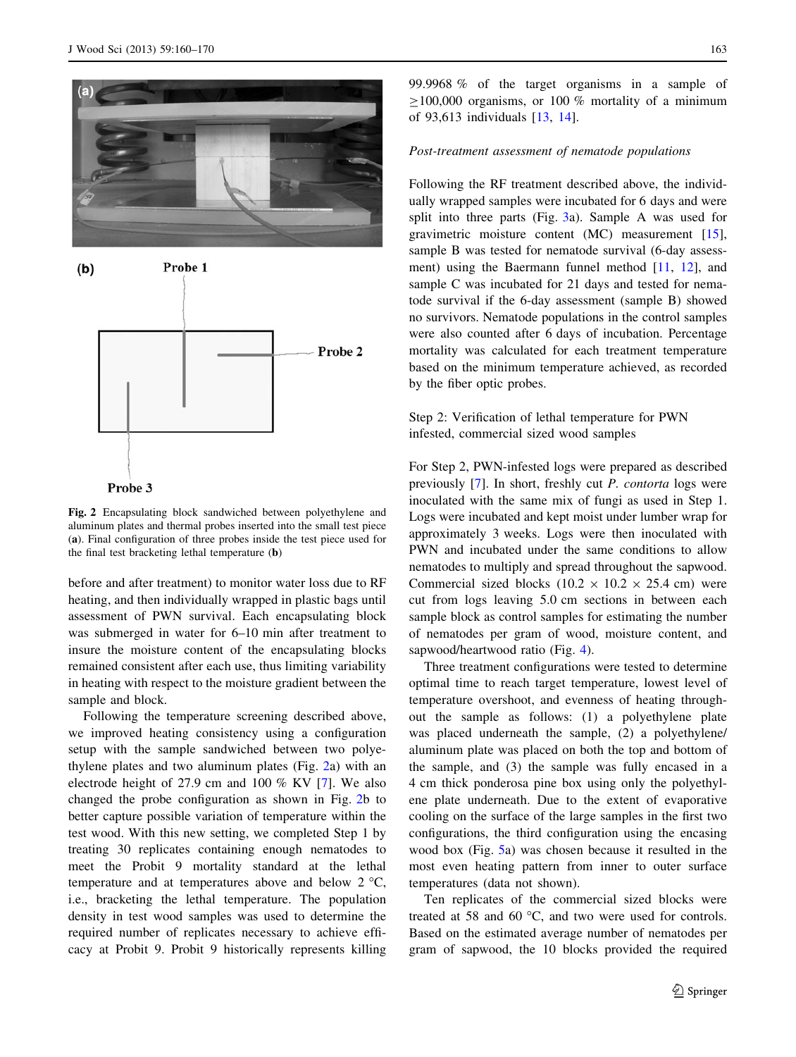Fig. 2 Encapsulating block sandwiched between polyethylene and aluminum plates and thermal probes inserted into the small test piece (**a**). Final configuration of three probes inside the test piece used for the final test bracketing lethal temperature (**b**)

before and after treatment) to monitor water loss due to RF heating, and then individually wrapped in plastic bags until assessment of PWN survival. Each encapsulating block was submerged in water for 6–10 min after treatment to insure the moisture content of the encapsulating blocks remained consistent after each use, thus limiting variability in heating with respect to the moisture gradient between the sample and block.

Following the temperature screening described above, we improved heating consistency using a configuration setup with the sample sandwiched between two polyethylene plates and two aluminum plates (Fig. 2a) with an electrode height of 27.9 cm and 100 % KV [7]. We also changed the probe configuration as shown in Fig. 2b to better capture possible variation of temperature within the test wood. With this new setting, we completed Step 1 by treating 30 replicates containing enough nematodes to meet the Probit 9 mortality standard at the lethal temperature and at temperatures above and below 2 °C, i.e., bracketing the lethal temperature. The population density in test wood samples was used to determine the required number of replicates necessary to achieve efficacy at Probit 9. Probit 9 historically represents killing 99.9968 % of the target organisms in a sample of ≥100,000 organisms, or 100 % mortality of a minimum of 93,613 individuals [13, 14].

*Post-treatment assessment of nematode populations*

Following the RF treatment described above, the individually wrapped samples were incubated for 6 days and were split into three parts (Fig. 3a). Sample A was used for gravimetric moisture content (MC) measurement [15], sample B was tested for nematode survival (6-day assessment) using the Baermann funnel method [11, 12], and sample C was incubated for 21 days and tested for nematode survival if the 6-day assessment (sample B) showed no survivors. Nematode populations in the control samples were also counted after 6 days of incubation. Percentage mortality was calculated for each treatment temperature based on the minimum temperature achieved, as recorded by the fiber optic probes.

Step 2: Verification of lethal temperature for PWN infested, commercial sized wood samples

For Step 2, PWN-infested logs were prepared as described previously [7]. In short, freshly cut *P. contorta* logs were inoculated with the same mix of fungi as used in Step 1. Logs were incubated and kept moist under lumber wrap for approximately 3 weeks. Logs were then inoculated with PWN and incubated under the same conditions to allow nematodes to multiply and spread throughout the sapwood. Commercial sized blocks (10.2 × 10.2 × 25.4 cm) were cut from logs leaving 5.0 cm sections in between each sample block as control samples for estimating the number of nematodes per gram of wood, moisture content, and sapwood/heartwood ratio (Fig. 4).

Three treatment configurations were tested to determine optimal time to reach target temperature, lowest level of temperature overshoot, and evenness of heating throughout the sample as follows: (1) a polyethylene plate was placed underneath the sample, (2) a polyethylene/aluminum plate was placed on both the top and bottom of the sample, and (3) the sample was fully encased in a 4 cm thick ponderosa pine box using only the polyethylene plate underneath. Due to the extent of evaporative cooling on the surface of the large samples in the first two configurations, the third configuration using the encasing wood box (Fig. 5a) was chosen because it resulted in the most even heating pattern from inner to outer surface temperatures (data not shown).

Ten replicates of the commercial sized blocks were treated at 58 and 60 °C, and two were used for controls. Based on the estimated average number of nematodes per gram of sapwood, the 10 blocks provided the required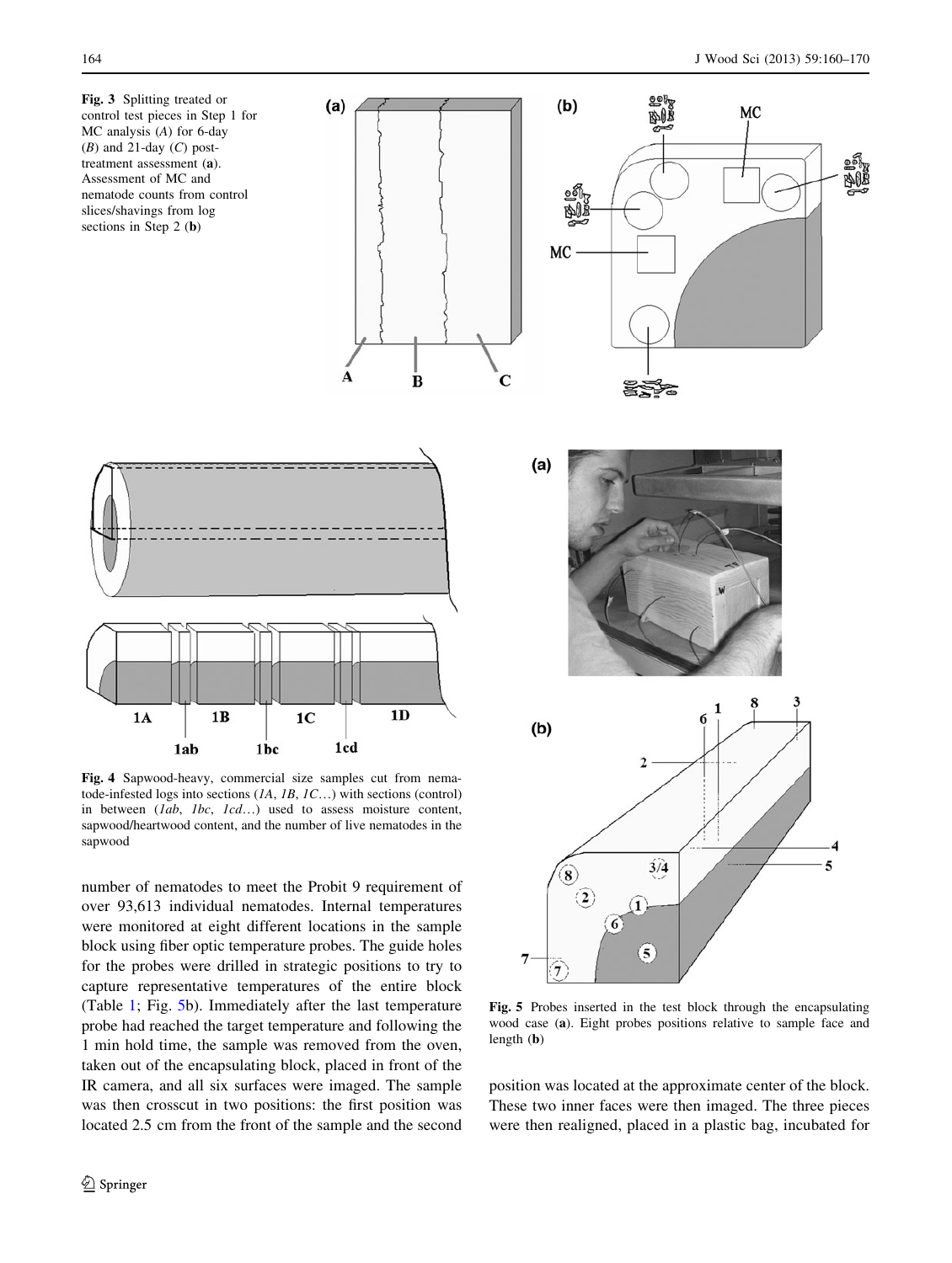Fig. 3 Splitting treated or control test pieces in Step 1 for MC analysis (*A*) for 6-day (*B*) and 21-day (*C*) post-treatment assessment (**a**). Assessment of MC and nematode counts from control slices/shavings from log sections in Step 2 (**b**)

Fig. 4 Sapwood-heavy, commercial size samples cut from nematode-infested logs into sections (*1A*, *1B*, *1C*…) with sections (control) in between (*1ab*, *1bc*, *1cd*…) used to assess moisture content, sapwood/heartwood content, and the number of live nematodes in the sapwood

Fig. 5 Probes inserted in the test block through the encapsulating wood case (**a**). Eight probes positions relative to sample face and length (**b**)

number of nematodes to meet the Probit 9 requirement of over 93,613 individual nematodes. Internal temperatures were monitored at eight different locations in the sample block using fiber optic temperature probes. The guide holes for the probes were drilled in strategic positions to try to capture representative temperatures of the entire block (Table 1; Fig. 5b). Immediately after the last temperature probe had reached the target temperature and following the 1 min hold time, the sample was removed from the oven, taken out of the encapsulating block, placed in front of the IR camera, and all six surfaces were imaged. The sample was then crosscut in two positions: the first position was located 2.5 cm from the front of the sample and the second position was located at the approximate center of the block. These two inner faces were then imaged. The three pieces were then realigned, placed in a plastic bag, incubated for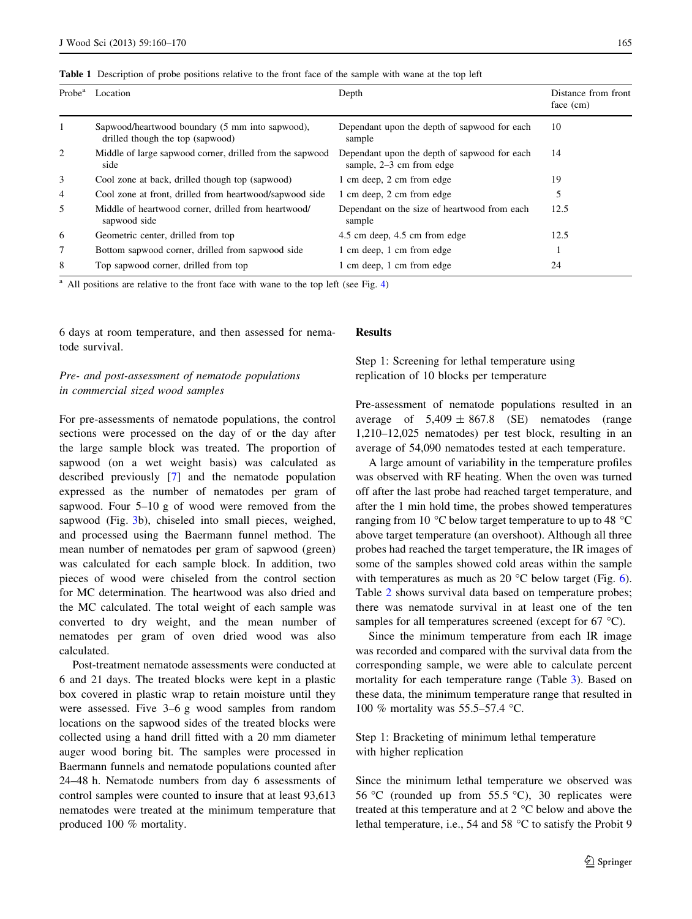**Table 1** Description of probe positions relative to the front face of the sample with wane at the top left

| Probe[a] | Location | Depth | Distance from front face (cm) |
|---|---|---|---|
| 1 | Sapwood/heartwood boundary (5 mm into sapwood), drilled though the top (sapwood) | Dependant upon the depth of sapwood for each sample | 10 |
| 2 | Middle of large sapwood corner, drilled from the sapwood side | Dependant upon the depth of sapwood for each sample, 2–3 cm from edge | 14 |
| 3 | Cool zone at back, drilled though top (sapwood) | 1 cm deep, 2 cm from edge | 19 |
| 4 | Cool zone at front, drilled from heartwood/sapwood side | 1 cm deep, 2 cm from edge | 5 |
| 5 | Middle of heartwood corner, drilled from heartwood/sapwood side | Dependant on the size of heartwood from each sample | 12.5 |
| 6 | Geometric center, drilled from top | 4.5 cm deep, 4.5 cm from edge | 12.5 |
| 7 | Bottom sapwood corner, drilled from sapwood side | 1 cm deep, 1 cm from edge | 1 |
| 8 | Top sapwood corner, drilled from top | 1 cm deep, 1 cm from edge | 24 |

[a] All positions are relative to the front face with wane to the top left (see Fig. 4)

6 days at room temperature, and then assessed for nematode survival.

### *Pre- and post-assessment of nematode populations in commercial sized wood samples*

For pre-assessments of nematode populations, the control sections were processed on the day of or the day after the large sample block was treated. The proportion of sapwood (on a wet weight basis) was calculated as described previously [7] and the nematode population expressed as the number of nematodes per gram of sapwood. Four 5–10 g of wood were removed from the sapwood (Fig. 3b), chiseled into small pieces, weighed, and processed using the Baermann funnel method. The mean number of nematodes per gram of sapwood (green) was calculated for each sample block. In addition, two pieces of wood were chiseled from the control section for MC determination. The heartwood was also dried and the MC calculated. The total weight of each sample was converted to dry weight, and the mean number of nematodes per gram of oven dried wood was also calculated.

Post-treatment nematode assessments were conducted at 6 and 21 days. The treated blocks were kept in a plastic box covered in plastic wrap to retain moisture until they were assessed. Five 3–6 g wood samples from random locations on the sapwood sides of the treated blocks were collected using a hand drill fitted with a 20 mm diameter auger wood boring bit. The samples were processed in Baermann funnels and nematode populations counted after 24–48 h. Nematode numbers from day 6 assessments of control samples were counted to insure that at least 93,613 nematodes were treated at the minimum temperature that produced 100 % mortality.

## Results

### Step 1: Screening for lethal temperature using replication of 10 blocks per temperature

Pre-assessment of nematode populations resulted in an average of $5{,}409 \pm 867.8$ (SE) nematodes (range 1,210–12,025 nematodes) per test block, resulting in an average of 54,090 nematodes tested at each temperature.

A large amount of variability in the temperature profiles was observed with RF heating. When the oven was turned off after the last probe had reached target temperature, and after the 1 min hold time, the probes showed temperatures ranging from 10 °C below target temperature to up to 48 °C above target temperature (an overshoot). Although all three probes had reached the target temperature, the IR images of some of the samples showed cold areas within the sample with temperatures as much as 20 °C below target (Fig. 6). Table 2 shows survival data based on temperature probes; there was nematode survival in at least one of the ten samples for all temperatures screened (except for 67 °C).

Since the minimum temperature from each IR image was recorded and compared with the survival data from the corresponding sample, we were able to calculate percent mortality for each temperature range (Table 3). Based on these data, the minimum temperature range that resulted in 100 % mortality was 55.5–57.4 °C.

### Step 1: Bracketing of minimum lethal temperature with higher replication

Since the minimum lethal temperature we observed was 56 °C (rounded up from 55.5 °C), 30 replicates were treated at this temperature and at 2 °C below and above the lethal temperature, i.e., 54 and 58 °C to satisfy the Probit 9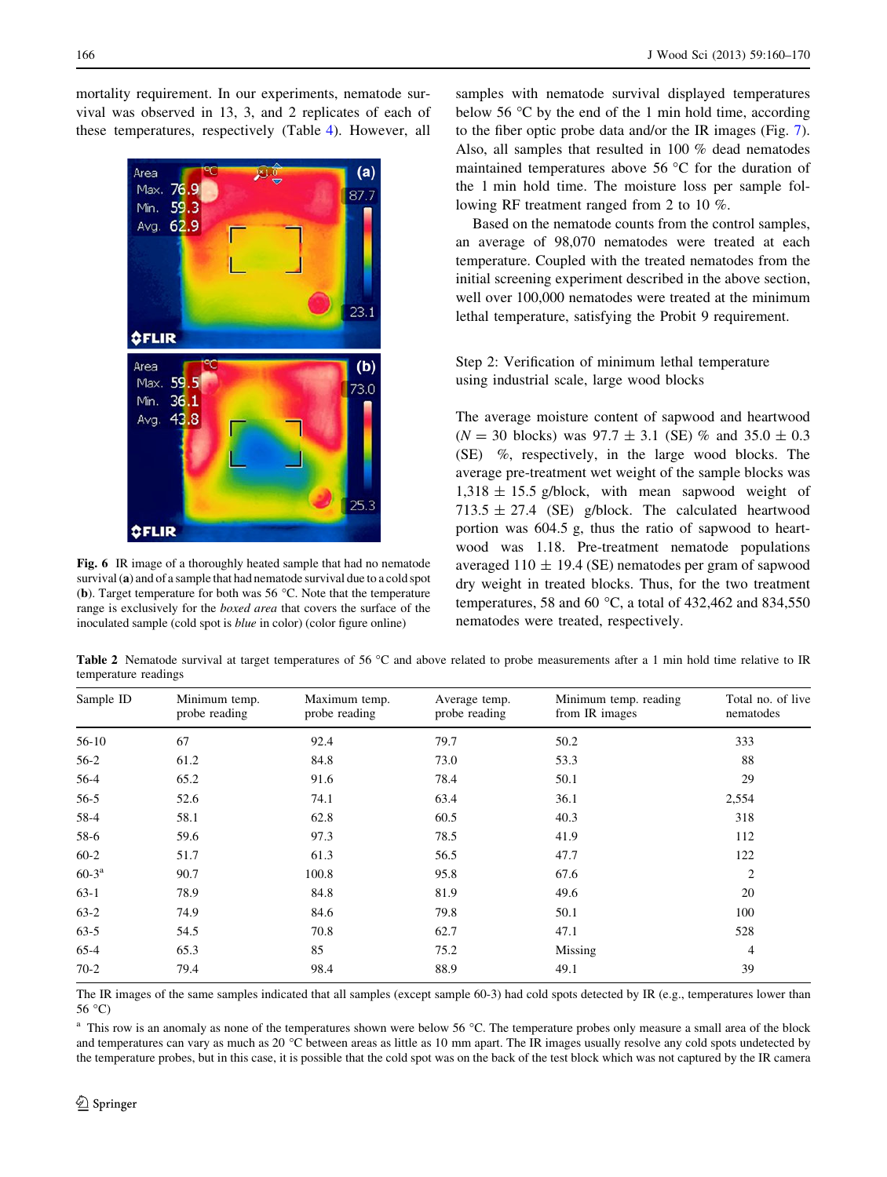mortality requirement. In our experiments, nematode survival was observed in 13, 3, and 2 replicates of each of these temperatures, respectively (Table 4). However, all samples with nematode survival displayed temperatures below 56 °C by the end of the 1 min hold time, according to the fiber optic probe data and/or the IR images (Fig. 7). Also, all samples that resulted in 100 % dead nematodes maintained temperatures above 56 °C for the duration of the 1 min hold time. The moisture loss per sample following RF treatment ranged from 2 to 10 %.

**Fig. 6** IR image of a thoroughly heated sample that had no nematode survival (**a**) and of a sample that had nematode survival due to a cold spot (**b**). Target temperature for both was 56 °C. Note that the temperature range is exclusively for the *boxed area* that covers the surface of the inoculated sample (cold spot is *blue* in color) (color figure online)

Based on the nematode counts from the control samples, an average of 98,070 nematodes were treated at each temperature. Coupled with the treated nematodes from the initial screening experiment described in the above section, well over 100,000 nematodes were treated at the minimum lethal temperature, satisfying the Probit 9 requirement.

Step 2: Verification of minimum lethal temperature using industrial scale, large wood blocks

The average moisture content of sapwood and heartwood ($N = 30$ blocks) was 97.7 ± 3.1 (SE) % and 35.0 ± 0.3 (SE) %, respectively, in the large wood blocks. The average pre-treatment wet weight of the sample blocks was 1,318 ± 15.5 g/block, with mean sapwood weight of 713.5 ± 27.4 (SE) g/block. The calculated heartwood portion was 604.5 g, thus the ratio of sapwood to heartwood was 1.18. Pre-treatment nematode populations averaged 110 ± 19.4 (SE) nematodes per gram of sapwood dry weight in treated blocks. Thus, for the two treatment temperatures, 58 and 60 °C, a total of 432,462 and 834,550 nematodes were treated, respectively.

**Table 2** Nematode survival at target temperatures of 56 °C and above related to probe measurements after a 1 min hold time relative to IR temperature readings

| Sample ID | Minimum temp. probe reading | Maximum temp. probe reading | Average temp. probe reading | Minimum temp. reading from IR images | Total no. of live nematodes |
|---|---|---|---|---|---|
| 56-10 | 67 | 92.4 | 79.7 | 50.2 | 333 |
| 56-2 | 61.2 | 84.8 | 73.0 | 53.3 | 88 |
| 56-4 | 65.2 | 91.6 | 78.4 | 50.1 | 29 |
| 56-5 | 52.6 | 74.1 | 63.4 | 36.1 | 2,554 |
| 58-4 | 58.1 | 62.8 | 60.5 | 40.3 | 318 |
| 58-6 | 59.6 | 97.3 | 78.5 | 41.9 | 112 |
| 60-2 | 51.7 | 61.3 | 56.5 | 47.7 | 122 |
| 60-3[a] | 90.7 | 100.8 | 95.8 | 67.6 | 2 |
| 63-1 | 78.9 | 84.8 | 81.9 | 49.6 | 20 |
| 63-2 | 74.9 | 84.6 | 79.8 | 50.1 | 100 |
| 63-5 | 54.5 | 70.8 | 62.7 | 47.1 | 528 |
| 65-4 | 65.3 | 85 | 75.2 | Missing | 4 |
| 70-2 | 79.4 | 98.4 | 88.9 | 49.1 | 39 |

The IR images of the same samples indicated that all samples (except sample 60-3) had cold spots detected by IR (e.g., temperatures lower than 56 °C)

[a] This row is an anomaly as none of the temperatures shown were below 56 °C. The temperature probes only measure a small area of the block and temperatures can vary as much as 20 °C between areas as little as 10 mm apart. The IR images usually resolve any cold spots undetected by the temperature probes, but in this case, it is possible that the cold spot was on the back of the test block which was not captured by the IR camera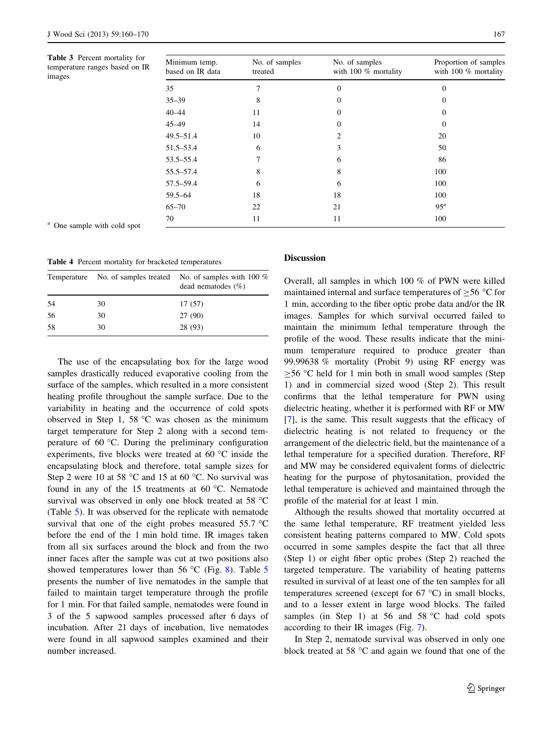**Table 3** Percent mortality for temperature ranges based on IR images

| Minimum temp. based on IR data | No. of samples treated | No. of samples with 100 % mortality | Proportion of samples with 100 % mortality |
|---|---|---|---|
| 35 | 7 | 0 | 0 |
| 35–39 | 8 | 0 | 0 |
| 40–44 | 11 | 0 | 0 |
| 45–49 | 14 | 0 | 0 |
| 49.5–51.4 | 10 | 2 | 20 |
| 51.5–53.4 | 6 | 3 | 50 |
| 53.5–55.4 | 7 | 6 | 86 |
| 55.5–57.4 | 8 | 8 | 100 |
| 57.5–59.4 | 6 | 6 | 100 |
| 59.5–64 | 18 | 18 | 100 |
| 65–70 | 22 | 21 | 95[a] |
| 70 | 11 | 11 | 100 |

[a] One sample with cold spot

**Table 4** Percent mortality for bracketed temperatures

| Temperature | No. of samples treated | No. of samples with 100 % dead nematodes (%) |
|---|---|---|
| 54 | 30 | 17 (57) |
| 56 | 30 | 27 (90) |
| 58 | 30 | 28 (93) |

The use of the encapsulating box for the large wood samples drastically reduced evaporative cooling from the surface of the samples, which resulted in a more consistent heating profile throughout the sample surface. Due to the variability in heating and the occurrence of cold spots observed in Step 1, 58 °C was chosen as the minimum target temperature for Step 2 along with a second temperature of 60 °C. During the preliminary configuration experiments, five blocks were treated at 60 °C inside the encapsulating block and therefore, total sample sizes for Step 2 were 10 at 58 °C and 15 at 60 °C. No survival was found in any of the 15 treatments at 60 °C. Nematode survival was observed in only one block treated at 58 °C (Table 5). It was observed for the replicate with nematode survival that one of the eight probes measured 55.7 °C before the end of the 1 min hold time. IR images taken from all six surfaces around the block and from the two inner faces after the sample was cut at two positions also showed temperatures lower than 56 °C (Fig. 8). Table 5 presents the number of live nematodes in the sample that failed to maintain target temperature through the profile for 1 min. For that failed sample, nematodes were found in 3 of the 5 sapwood samples processed after 6 days of incubation. After 21 days of incubation, live nematodes were found in all sapwood samples examined and their number increased.

## Discussion

Overall, all samples in which 100 % of PWN were killed maintained internal and surface temperatures of ≥56 °C for 1 min, according to the fiber optic probe data and/or the IR images. Samples for which survival occurred failed to maintain the minimum lethal temperature through the profile of the wood. These results indicate that the minimum temperature required to produce greater than 99.99638 % mortality (Probit 9) using RF energy was ≥56 °C held for 1 min both in small wood samples (Step 1) and in commercial sized wood (Step 2). This result confirms that the lethal temperature for PWN using dielectric heating, whether it is performed with RF or MW [7], is the same. This result suggests that the efficacy of dielectric heating is not related to frequency or the arrangement of the dielectric field, but the maintenance of a lethal temperature for a specified duration. Therefore, RF and MW may be considered equivalent forms of dielectric heating for the purpose of phytosanitation, provided the lethal temperature is achieved and maintained through the profile of the material for at least 1 min.

Although the results showed that mortality occurred at the same lethal temperature, RF treatment yielded less consistent heating patterns compared to MW. Cold spots occurred in some samples despite the fact that all three (Step 1) or eight fiber optic probes (Step 2) reached the targeted temperature. The variability of heating patterns resulted in survival of at least one of the ten samples for all temperatures screened (except for 67 °C) in small blocks, and to a lesser extent in large wood blocks. The failed samples (in Step 1) at 56 and 58 °C had cold spots according to their IR images (Fig. 7).

In Step 2, nematode survival was observed in only one block treated at 58 °C and again we found that one of the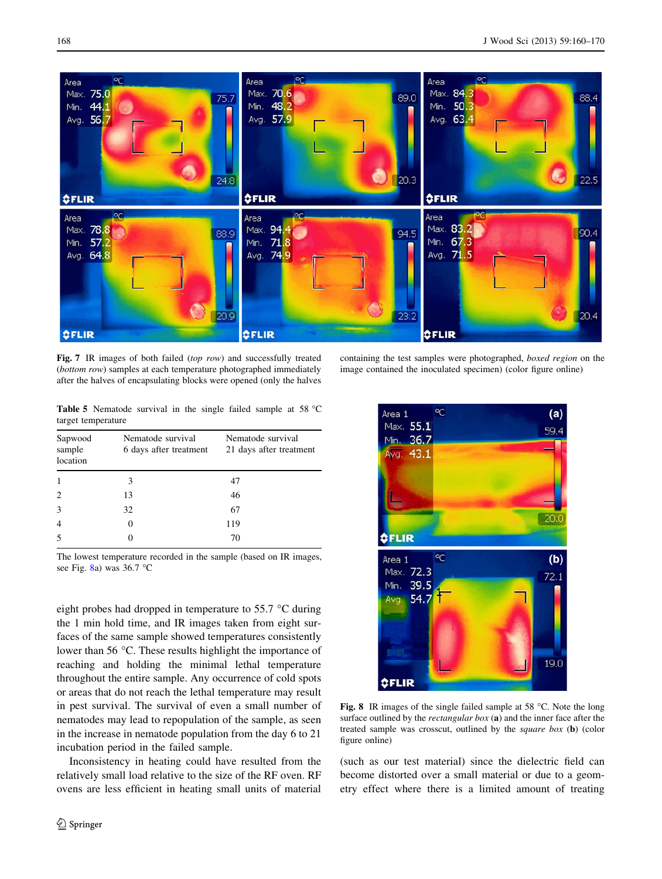**Fig. 7** IR images of both failed (*top row*) and successfully treated (*bottom row*) samples at each temperature photographed immediately after the halves of encapsulating blocks were opened (only the halves containing the test samples were photographed, *boxed region* on the image contained the inoculated specimen) (color figure online)

**Table 5** Nematode survival in the single failed sample at 58 °C target temperature

| Sapwood sample location | Nematode survival 6 days after treatment | Nematode survival 21 days after treatment |
|---|---|---|
| 1 | 3 | 47 |
| 2 | 13 | 46 |
| 3 | 32 | 67 |
| 4 | 0 | 119 |
| 5 | 0 | 70 |

The lowest temperature recorded in the sample (based on IR images, see Fig. 8a) was 36.7 °C

eight probes had dropped in temperature to 55.7 °C during the 1 min hold time, and IR images taken from eight surfaces of the same sample showed temperatures consistently lower than 56 °C. These results highlight the importance of reaching and holding the minimal lethal temperature throughout the entire sample. Any occurrence of cold spots or areas that do not reach the lethal temperature may result in pest survival. The survival of even a small number of nematodes may lead to repopulation of the sample, as seen in the increase in nematode population from the day 6 to 21 incubation period in the failed sample.

Inconsistency in heating could have resulted from the relatively small load relative to the size of the RF oven. RF ovens are less efficient in heating small units of material (such as our test material) since the dielectric field can become distorted over a small material or due to a geometry effect where there is a limited amount of treating

**Fig. 8** IR images of the single failed sample at 58 °C. Note the long surface outlined by the *rectangular box* (**a**) and the inner face after the treated sample was crosscut, outlined by the *square box* (**b**) (color figure online)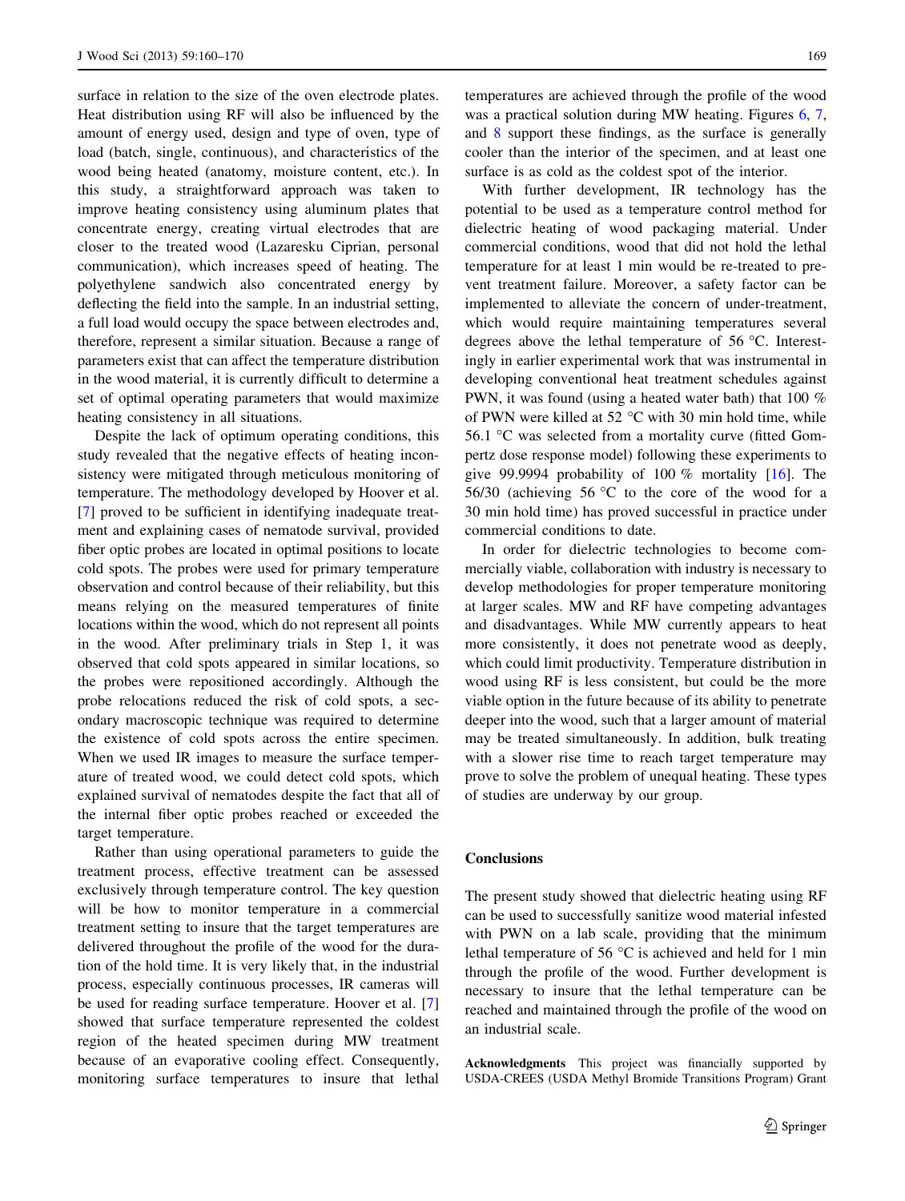surface in relation to the size of the oven electrode plates. Heat distribution using RF will also be influenced by the amount of energy used, design and type of oven, type of load (batch, single, continuous), and characteristics of the wood being heated (anatomy, moisture content, etc.). In this study, a straightforward approach was taken to improve heating consistency using aluminum plates that concentrate energy, creating virtual electrodes that are closer to the treated wood (Lazaresku Ciprian, personal communication), which increases speed of heating. The polyethylene sandwich also concentrated energy by deflecting the field into the sample. In an industrial setting, a full load would occupy the space between electrodes and, therefore, represent a similar situation. Because a range of parameters exist that can affect the temperature distribution in the wood material, it is currently difficult to determine a set of optimal operating parameters that would maximize heating consistency in all situations.

Despite the lack of optimum operating conditions, this study revealed that the negative effects of heating inconsistency were mitigated through meticulous monitoring of temperature. The methodology developed by Hoover et al. [7] proved to be sufficient in identifying inadequate treatment and explaining cases of nematode survival, provided fiber optic probes are located in optimal positions to locate cold spots. The probes were used for primary temperature observation and control because of their reliability, but this means relying on the measured temperatures of finite locations within the wood, which do not represent all points in the wood. After preliminary trials in Step 1, it was observed that cold spots appeared in similar locations, so the probes were repositioned accordingly. Although the probe relocations reduced the risk of cold spots, a secondary macroscopic technique was required to determine the existence of cold spots across the entire specimen. When we used IR images to measure the surface temperature of treated wood, we could detect cold spots, which explained survival of nematodes despite the fact that all of the internal fiber optic probes reached or exceeded the target temperature.

Rather than using operational parameters to guide the treatment process, effective treatment can be assessed exclusively through temperature control. The key question will be how to monitor temperature in a commercial treatment setting to insure that the target temperatures are delivered throughout the profile of the wood for the duration of the hold time. It is very likely that, in the industrial process, especially continuous processes, IR cameras will be used for reading surface temperature. Hoover et al. [7] showed that surface temperature represented the coldest region of the heated specimen during MW treatment because of an evaporative cooling effect. Consequently, monitoring surface temperatures to insure that lethal temperatures are achieved through the profile of the wood was a practical solution during MW heating. Figures 6, 7, and 8 support these findings, as the surface is generally cooler than the interior of the specimen, and at least one surface is as cold as the coldest spot of the interior.

With further development, IR technology has the potential to be used as a temperature control method for dielectric heating of wood packaging material. Under commercial conditions, wood that did not hold the lethal temperature for at least 1 min would be re-treated to prevent treatment failure. Moreover, a safety factor can be implemented to alleviate the concern of under-treatment, which would require maintaining temperatures several degrees above the lethal temperature of 56 °C. Interestingly in earlier experimental work that was instrumental in developing conventional heat treatment schedules against PWN, it was found (using a heated water bath) that 100 % of PWN were killed at 52 °C with 30 min hold time, while 56.1 °C was selected from a mortality curve (fitted Gompertz dose response model) following these experiments to give 99.9994 probability of 100 % mortality [16]. The 56/30 (achieving 56 °C to the core of the wood for a 30 min hold time) has proved successful in practice under commercial conditions to date.

In order for dielectric technologies to become commercially viable, collaboration with industry is necessary to develop methodologies for proper temperature monitoring at larger scales. MW and RF have competing advantages and disadvantages. While MW currently appears to heat more consistently, it does not penetrate wood as deeply, which could limit productivity. Temperature distribution in wood using RF is less consistent, but could be the more viable option in the future because of its ability to penetrate deeper into the wood, such that a larger amount of material may be treated simultaneously. In addition, bulk treating with a slower rise time to reach target temperature may prove to solve the problem of unequal heating. These types of studies are underway by our group.

## Conclusions

The present study showed that dielectric heating using RF can be used to successfully sanitize wood material infested with PWN on a lab scale, providing that the minimum lethal temperature of 56 °C is achieved and held for 1 min through the profile of the wood. Further development is necessary to insure that the lethal temperature can be reached and maintained through the profile of the wood on an industrial scale.

**Acknowledgments** This project was financially supported by USDA-CREES (USDA Methyl Bromide Transitions Program) Grant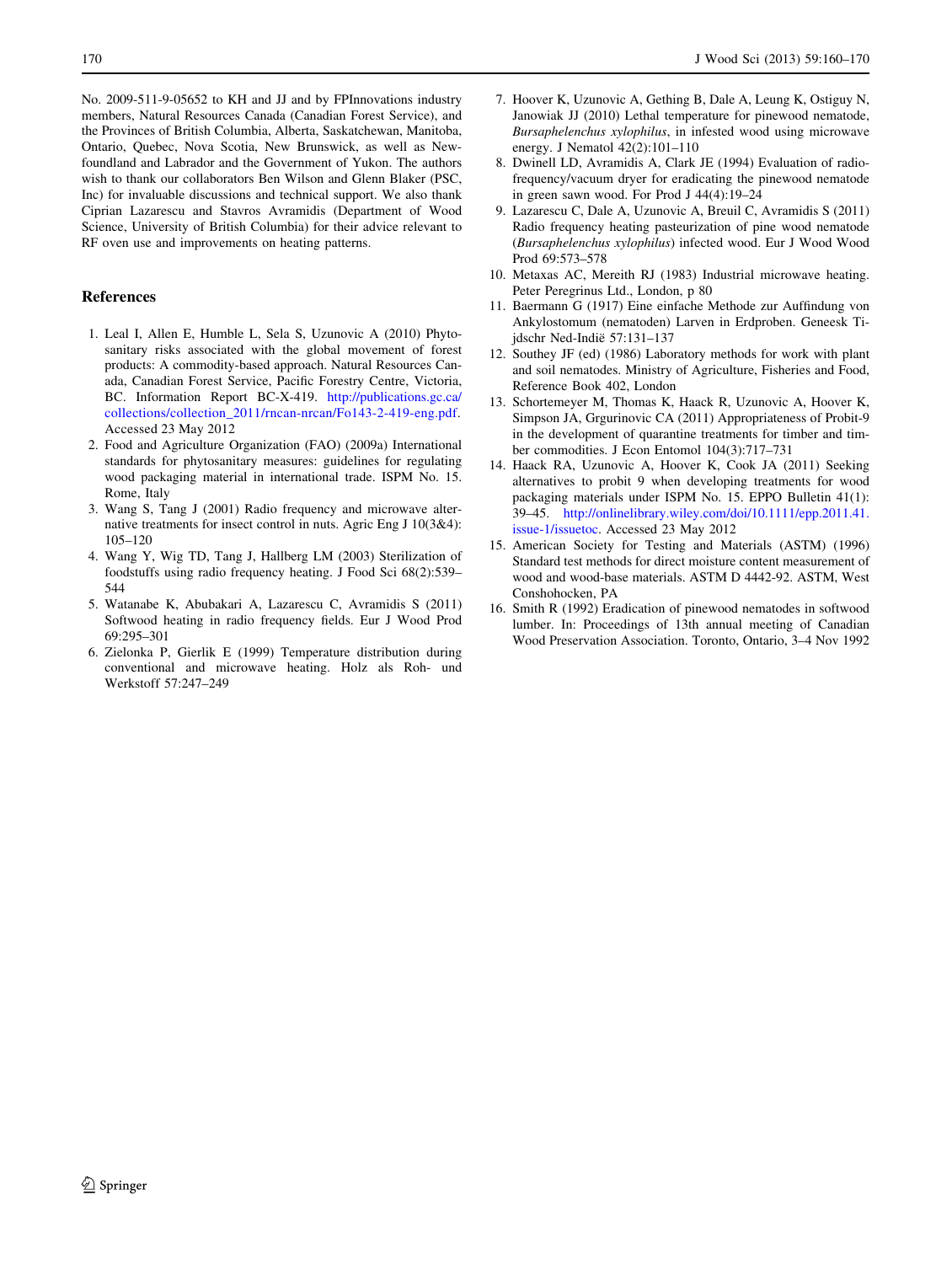No. 2009-511-9-05652 to KH and JJ and by FPInnovations industry members, Natural Resources Canada (Canadian Forest Service), and the Provinces of British Columbia, Alberta, Saskatchewan, Manitoba, Ontario, Quebec, Nova Scotia, New Brunswick, as well as Newfoundland and Labrador and the Government of Yukon. The authors wish to thank our collaborators Ben Wilson and Glenn Blaker (PSC, Inc) for invaluable discussions and technical support. We also thank Ciprian Lazarescu and Stavros Avramidis (Department of Wood Science, University of British Columbia) for their advice relevant to RF oven use and improvements on heating patterns.

## References

1. Leal I, Allen E, Humble L, Sela S, Uzunovic A (2010) Phytosanitary risks associated with the global movement of forest products: A commodity-based approach. Natural Resources Canada, Canadian Forest Service, Pacific Forestry Centre, Victoria, BC. Information Report BC-X-419. http://publications.gc.ca/collections/collection_2011/rncan-nrcan/Fo143-2-419-eng.pdf. Accessed 23 May 2012
2. Food and Agriculture Organization (FAO) (2009a) International standards for phytosanitary measures: guidelines for regulating wood packaging material in international trade. ISPM No. 15. Rome, Italy
3. Wang S, Tang J (2001) Radio frequency and microwave alternative treatments for insect control in nuts. Agric Eng J 10(3&4):105–120
4. Wang Y, Wig TD, Tang J, Hallberg LM (2003) Sterilization of foodstuffs using radio frequency heating. J Food Sci 68(2):539–544
5. Watanabe K, Abubakari A, Lazarescu C, Avramidis S (2011) Softwood heating in radio frequency fields. Eur J Wood Prod 69:295–301
6. Zielonka P, Gierlik E (1999) Temperature distribution during conventional and microwave heating. Holz als Roh- und Werkstoff 57:247–249
7. Hoover K, Uzunovic A, Gething B, Dale A, Leung K, Ostiguy N, Janowiak JJ (2010) Lethal temperature for pinewood nematode, *Bursaphelenchus xylophilus*, in infested wood using microwave energy. J Nematol 42(2):101–110
8. Dwinell LD, Avramidis A, Clark JE (1994) Evaluation of radio-frequency/vacuum dryer for eradicating the pinewood nematode in green sawn wood. For Prod J 44(4):19–24
9. Lazarescu C, Dale A, Uzunovic A, Breuil C, Avramidis S (2011) Radio frequency heating pasteurization of pine wood nematode (*Bursaphelenchus xylophilus*) infected wood. Eur J Wood Wood Prod 69:573–578
10. Metaxas AC, Mereith RJ (1983) Industrial microwave heating. Peter Peregrinus Ltd., London, p 80
11. Baermann G (1917) Eine einfache Methode zur Auffindung von Ankylostomum (nematoden) Larven in Erdproben. Geneesk Tijdschr Ned-Indië 57:131–137
12. Southey JF (ed) (1986) Laboratory methods for work with plant and soil nematodes. Ministry of Agriculture, Fisheries and Food, Reference Book 402, London
13. Schortemeyer M, Thomas K, Haack R, Uzunovic A, Hoover K, Simpson JA, Grgurinovic CA (2011) Appropriateness of Probit-9 in the development of quarantine treatments for timber and timber commodities. J Econ Entomol 104(3):717–731
14. Haack RA, Uzunovic A, Hoover K, Cook JA (2011) Seeking alternatives to probit 9 when developing treatments for wood packaging materials under ISPM No. 15. EPPO Bulletin 41(1):39–45. http://onlinelibrary.wiley.com/doi/10.1111/epp.2011.41.issue-1/issuetoc. Accessed 23 May 2012
15. American Society for Testing and Materials (ASTM) (1996) Standard test methods for direct moisture content measurement of wood and wood-base materials. ASTM D 4442-92. ASTM, West Conshohocken, PA
16. Smith R (1992) Eradication of pinewood nematodes in softwood lumber. In: Proceedings of 13th annual meeting of Canadian Wood Preservation Association. Toronto, Ontario, 3–4 Nov 1992